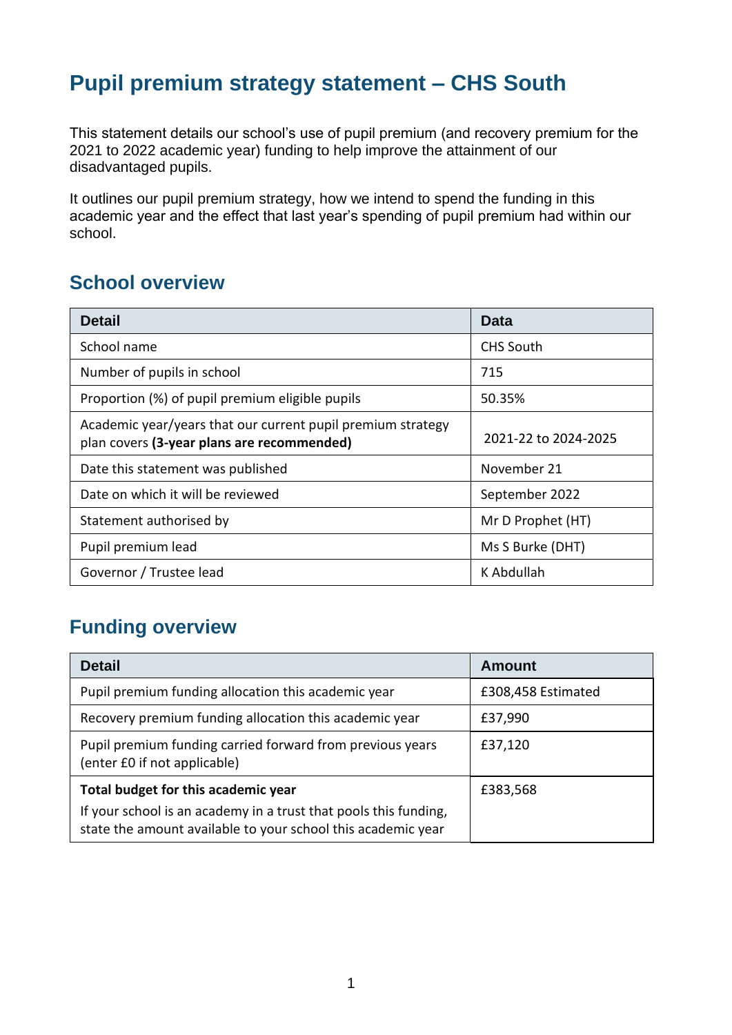# Pupil premium strategy statement – CHS South

This statement details our school's use of pupil premium (and recovery premium for the 2021 to 2022 academic year) funding to help improve the attainment of our disadvantaged pupils.

It outlines our pupil premium strategy, how we intend to spend the funding in this academic year and the effect that last year's spending of pupil premium had within our school.

## School overview

| Detail | Data |
|---|---|
| School name | CHS South |
| Number of pupils in school | 715 |
| Proportion (%) of pupil premium eligible pupils | 50.35% |
| Academic year/years that our current pupil premium strategy plan covers **(3-year plans are recommended)** | 2021-22 to 2024-2025 |
| Date this statement was published | November 21 |
| Date on which it will be reviewed | September 2022 |
| Statement authorised by | Mr D Prophet (HT) |
| Pupil premium lead | Ms S Burke (DHT) |
| Governor / Trustee lead | K Abdullah |

## Funding overview

| Detail | Amount |
|---|---|
| Pupil premium funding allocation this academic year | £308,458 Estimated |
| Recovery premium funding allocation this academic year | £37,990 |
| Pupil premium funding carried forward from previous years (enter £0 if not applicable) | £37,120 |
| **Total budget for this academic year**<br>If your school is an academy in a trust that pools this funding, state the amount available to your school this academic year | £383,568 |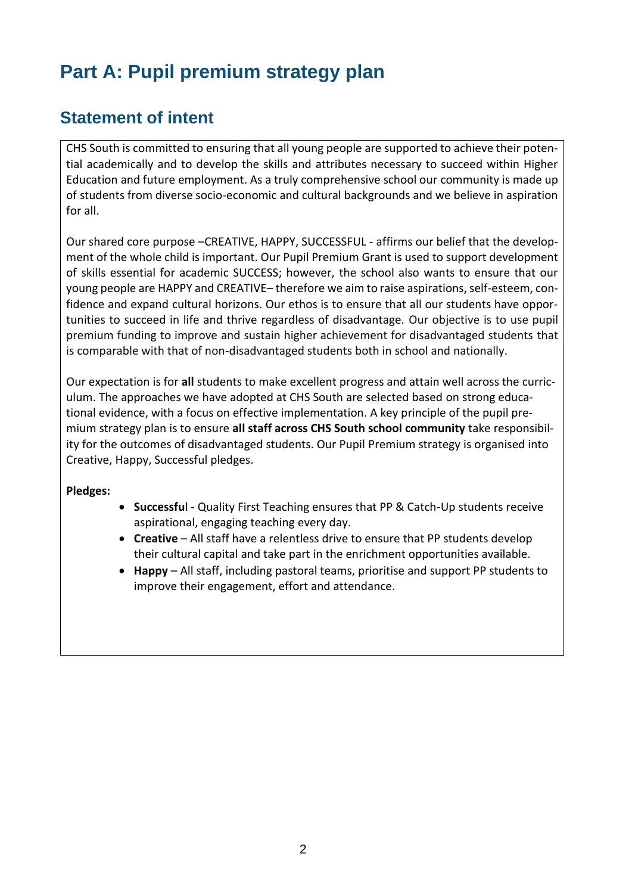# Part A: Pupil premium strategy plan

## Statement of intent

CHS South is committed to ensuring that all young people are supported to achieve their potential academically and to develop the skills and attributes necessary to succeed within Higher Education and future employment. As a truly comprehensive school our community is made up of students from diverse socio-economic and cultural backgrounds and we believe in aspiration for all.

Our shared core purpose –CREATIVE, HAPPY, SUCCESSFUL - affirms our belief that the development of the whole child is important. Our Pupil Premium Grant is used to support development of skills essential for academic SUCCESS; however, the school also wants to ensure that our young people are HAPPY and CREATIVE– therefore we aim to raise aspirations, self-esteem, confidence and expand cultural horizons. Our ethos is to ensure that all our students have opportunities to succeed in life and thrive regardless of disadvantage. Our objective is to use pupil premium funding to improve and sustain higher achievement for disadvantaged students that is comparable with that of non-disadvantaged students both in school and nationally.

Our expectation is for **all** students to make excellent progress and attain well across the curriculum. The approaches we have adopted at CHS South are selected based on strong educational evidence, with a focus on effective implementation. A key principle of the pupil premium strategy plan is to ensure **all staff across CHS South school community** take responsibility for the outcomes of disadvantaged students. Our Pupil Premium strategy is organised into Creative, Happy, Successful pledges.

**Pledges:**

- **Successful** - Quality First Teaching ensures that PP & Catch-Up students receive aspirational, engaging teaching every day.
- **Creative** – All staff have a relentless drive to ensure that PP students develop their cultural capital and take part in the enrichment opportunities available.
- **Happy** – All staff, including pastoral teams, prioritise and support PP students to improve their engagement, effort and attendance.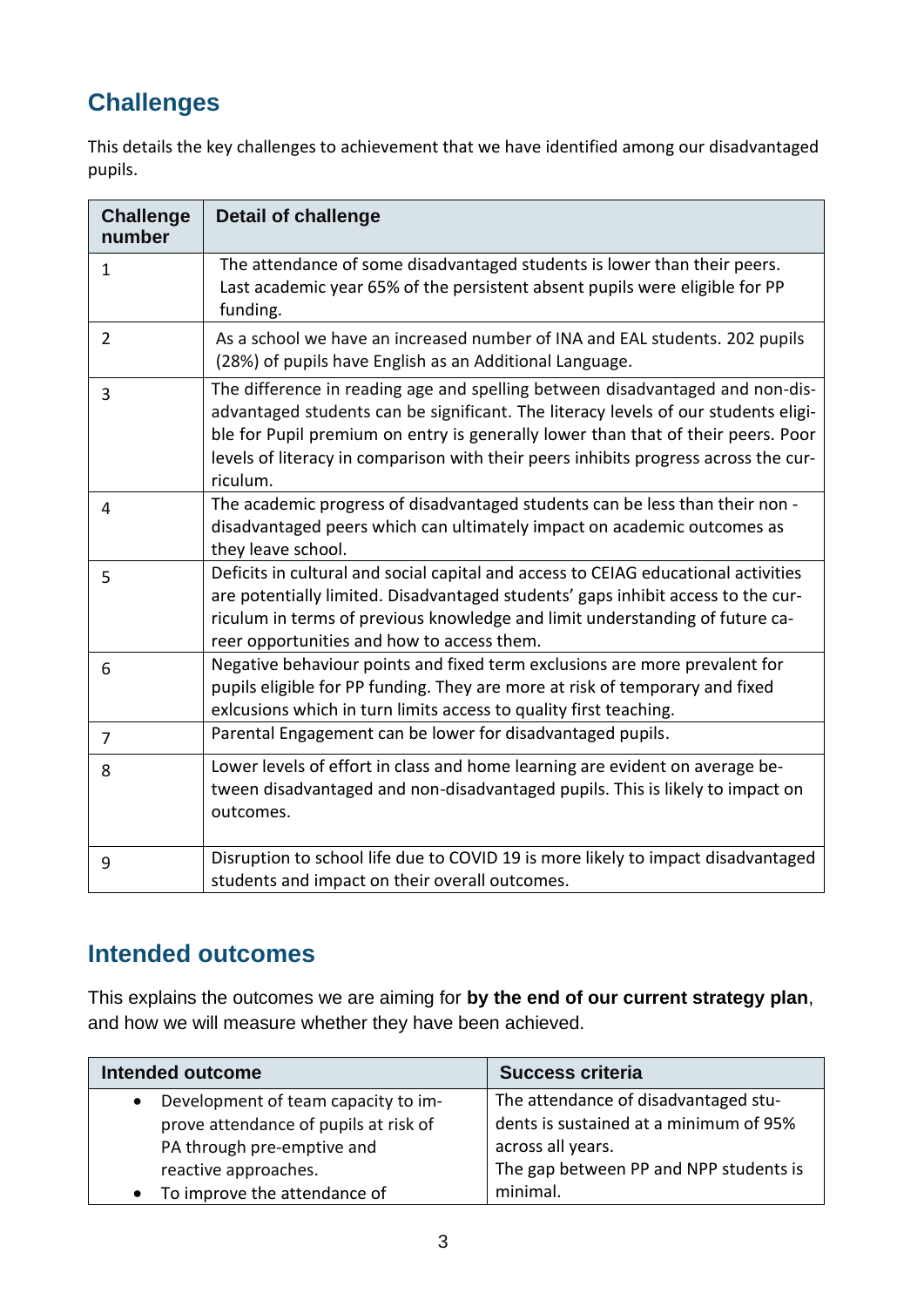## Challenges

This details the key challenges to achievement that we have identified among our disadvantaged pupils.

| Challenge number | Detail of challenge |
|---|---|
| 1 | The attendance of some disadvantaged students is lower than their peers. Last academic year 65% of the persistent absent pupils were eligible for PP funding. |
| 2 | As a school we have an increased number of INA and EAL students. 202 pupils (28%) of pupils have English as an Additional Language. |
| 3 | The difference in reading age and spelling between disadvantaged and non-disadvantaged students can be significant. The literacy levels of our students eligible for Pupil premium on entry is generally lower than that of their peers. Poor levels of literacy in comparison with their peers inhibits progress across the curriculum. |
| 4 | The academic progress of disadvantaged students can be less than their non - disadvantaged peers which can ultimately impact on academic outcomes as they leave school. |
| 5 | Deficits in cultural and social capital and access to CEIAG educational activities are potentially limited. Disadvantaged students' gaps inhibit access to the curriculum in terms of previous knowledge and limit understanding of future career opportunities and how to access them. |
| 6 | Negative behaviour points and fixed term exclusions are more prevalent for pupils eligible for PP funding. They are more at risk of temporary and fixed exlcusions which in turn limits access to quality first teaching. |
| 7 | Parental Engagement can be lower for disadvantaged pupils. |
| 8 | Lower levels of effort in class and home learning are evident on average between disadvantaged and non-disadvantaged pupils. This is likely to impact on outcomes. |
| 9 | Disruption to school life due to COVID 19 is more likely to impact disadvantaged students and impact on their overall outcomes. |

## Intended outcomes

This explains the outcomes we are aiming for **by the end of our current strategy plan**, and how we will measure whether they have been achieved.

| Intended outcome | Success criteria |
|---|---|
| • Development of team capacity to improve attendance of pupils at risk of PA through pre-emptive and reactive approaches.<br>• To improve the attendance of | The attendance of disadvantaged students is sustained at a minimum of 95% across all years.<br>The gap between PP and NPP students is minimal. |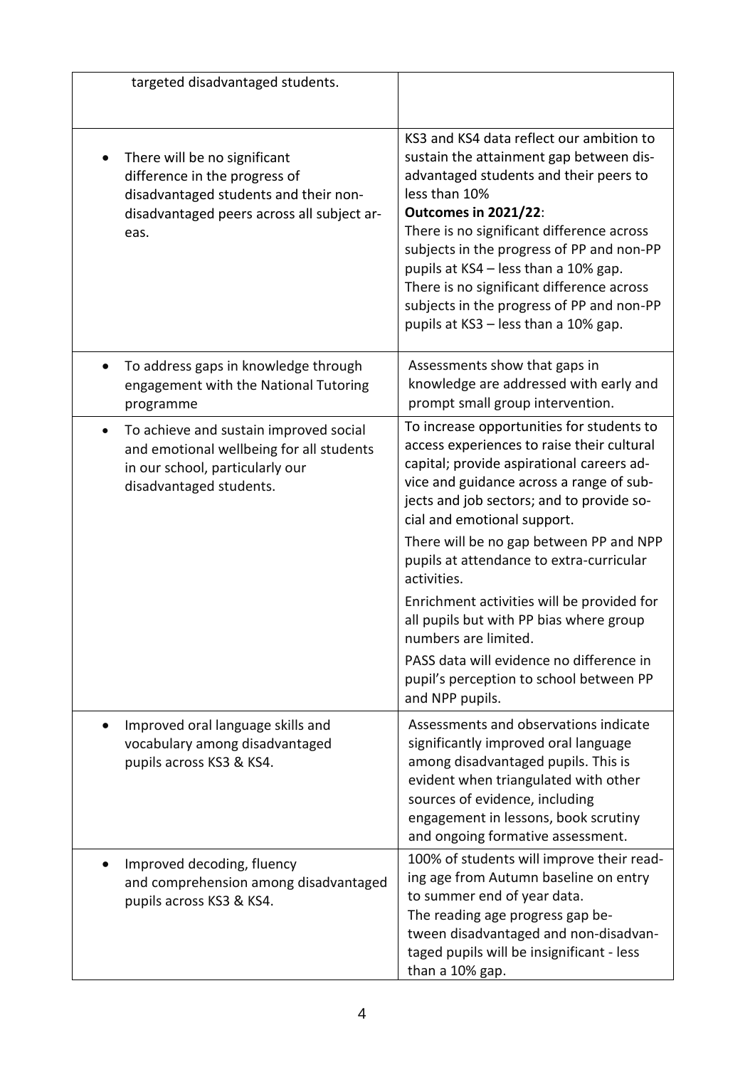| | |
|---|---|
| targeted disadvantaged students. | |
| • There will be no significant difference in the progress of disadvantaged students and their non-disadvantaged peers across all subject areas. | KS3 and KS4 data reflect our ambition to sustain the attainment gap between disadvantaged students and their peers to less than 10%<br>**Outcomes in 2021/22**:<br>There is no significant difference across subjects in the progress of PP and non-PP pupils at KS4 – less than a 10% gap.<br>There is no significant difference across subjects in the progress of PP and non-PP pupils at KS3 – less than a 10% gap. |
| • To address gaps in knowledge through engagement with the National Tutoring programme | Assessments show that gaps in knowledge are addressed with early and prompt small group intervention. |
| • To achieve and sustain improved social and emotional wellbeing for all students in our school, particularly our disadvantaged students. | To increase opportunities for students to access experiences to raise their cultural capital; provide aspirational careers advice and guidance across a range of subjects and job sectors; and to provide social and emotional support.<br>There will be no gap between PP and NPP pupils at attendance to extra-curricular activities.<br>Enrichment activities will be provided for all pupils but with PP bias where group numbers are limited.<br>PASS data will evidence no difference in pupil's perception to school between PP and NPP pupils. |
| • Improved oral language skills and vocabulary among disadvantaged pupils across KS3 & KS4. | Assessments and observations indicate significantly improved oral language among disadvantaged pupils. This is evident when triangulated with other sources of evidence, including engagement in lessons, book scrutiny and ongoing formative assessment. |
| • Improved decoding, fluency and comprehension among disadvantaged pupils across KS3 & KS4. | 100% of students will improve their reading age from Autumn baseline on entry to summer end of year data.<br>The reading age progress gap between disadvantaged and non-disadvantaged pupils will be insignificant - less than a 10% gap. |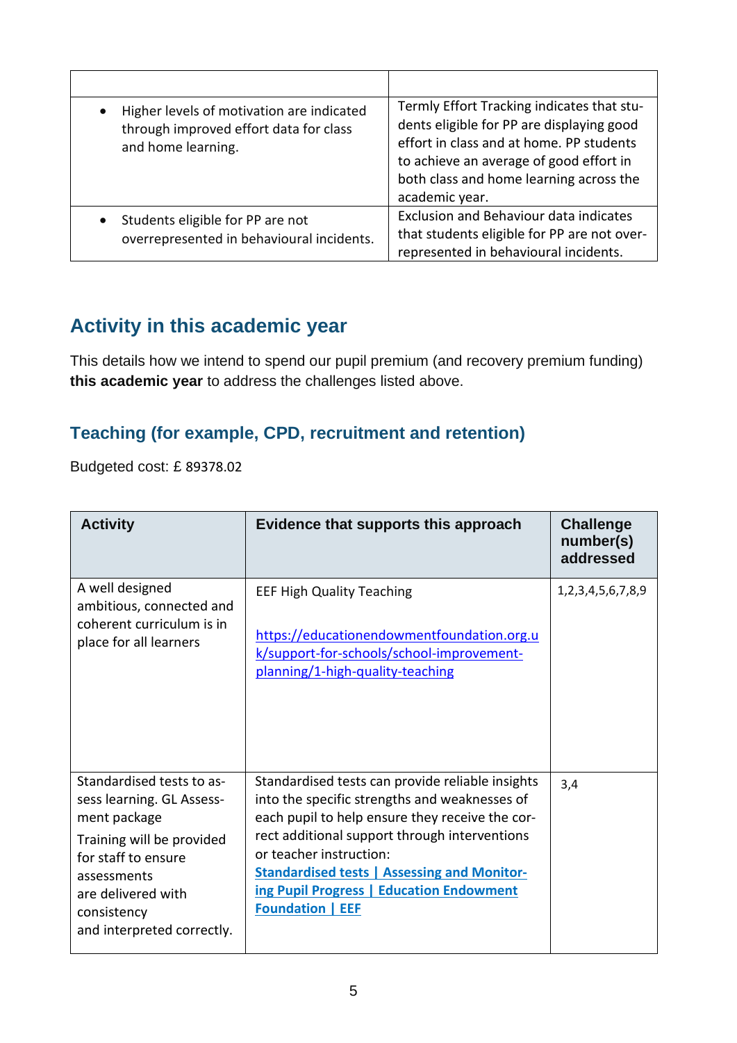| | |
|---|---|
| • Higher levels of motivation are indicated through improved effort data for class and home learning. | Termly Effort Tracking indicates that students eligible for PP are displaying good effort in class and at home. PP students to achieve an average of good effort in both class and home learning across the academic year. |
| • Students eligible for PP are not overrepresented in behavioural incidents. | Exclusion and Behaviour data indicates that students eligible for PP are not overrepresented in behavioural incidents. |

## Activity in this academic year

This details how we intend to spend our pupil premium (and recovery premium funding) **this academic year** to address the challenges listed above.

### Teaching (for example, CPD, recruitment and retention)

Budgeted cost: £ 89378.02

| Activity | Evidence that supports this approach | Challenge number(s) addressed |
|---|---|---|
| A well designed ambitious, connected and coherent curriculum is in place for all learners | EEF High Quality Teaching<br><br>https://educationendowmentfoundation.org.uk/support-for-schools/school-improvement-planning/1-high-quality-teaching | 1,2,3,4,5,6,7,8,9 |
| Standardised tests to assess learning. GL Assessment package<br>Training will be provided for staff to ensure assessments are delivered with consistency and interpreted correctly. | Standardised tests can provide reliable insights into the specific strengths and weaknesses of each pupil to help ensure they receive the correct additional support through interventions or teacher instruction:<br>**Standardised tests \| Assessing and Monitoring Pupil Progress \| Education Endowment Foundation \| EEF** | 3,4 |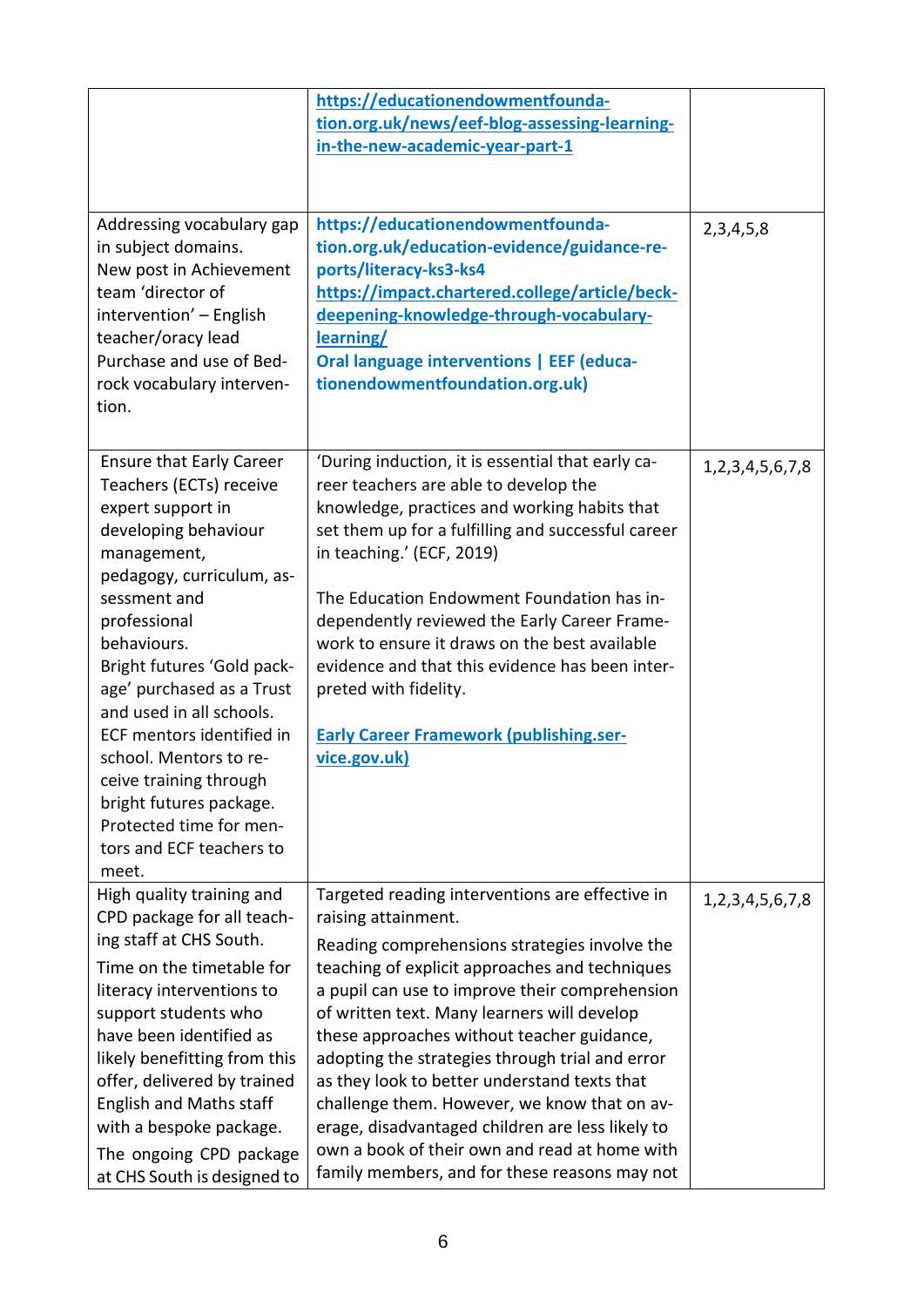| | | |
|---|---|---|
| | **https://educationendowmentfoundation.org.uk/news/eef-blog-assessing-learning-in-the-new-academic-year-part-1** | |
| Addressing vocabulary gap in subject domains.<br>New post in Achievement team 'director of intervention' – English teacher/oracy lead<br>Purchase and use of Bedrock vocabulary intervention. | **https://educationendowmentfoundation.org.uk/education-evidence/guidance-reports/literacy-ks3-ks4**<br>**https://impact.chartered.college/article/beck-deepening-knowledge-through-vocabulary-learning/**<br>**Oral language interventions \| EEF (educationendowmentfoundation.org.uk)** | 2,3,4,5,8 |
| Ensure that Early Career Teachers (ECTs) receive expert support in developing behaviour management, pedagogy, curriculum, assessment and professional behaviours.<br>Bright futures 'Gold package' purchased as a Trust and used in all schools.<br>ECF mentors identified in school. Mentors to receive training through bright futures package.<br>Protected time for mentors and ECF teachers to meet. | 'During induction, it is essential that early career teachers are able to develop the knowledge, practices and working habits that set them up for a fulfilling and successful career in teaching.' (ECF, 2019)<br><br>The Education Endowment Foundation has independently reviewed the Early Career Framework to ensure it draws on the best available evidence and that this evidence has been interpreted with fidelity.<br><br>**Early Career Framework (publishing.service.gov.uk)** | 1,2,3,4,5,6,7,8 |
| High quality training and CPD package for all teaching staff at CHS South.<br>Time on the timetable for literacy interventions to support students who have been identified as likely benefitting from this offer, delivered by trained English and Maths staff with a bespoke package.<br>The ongoing CPD package at CHS South is designed to | Targeted reading interventions are effective in raising attainment.<br>Reading comprehensions strategies involve the teaching of explicit approaches and techniques a pupil can use to improve their comprehension of written text. Many learners will develop these approaches without teacher guidance, adopting the strategies through trial and error as they look to better understand texts that challenge them. However, we know that on average, disadvantaged children are less likely to own a book of their own and read at home with family members, and for these reasons may not | 1,2,3,4,5,6,7,8 |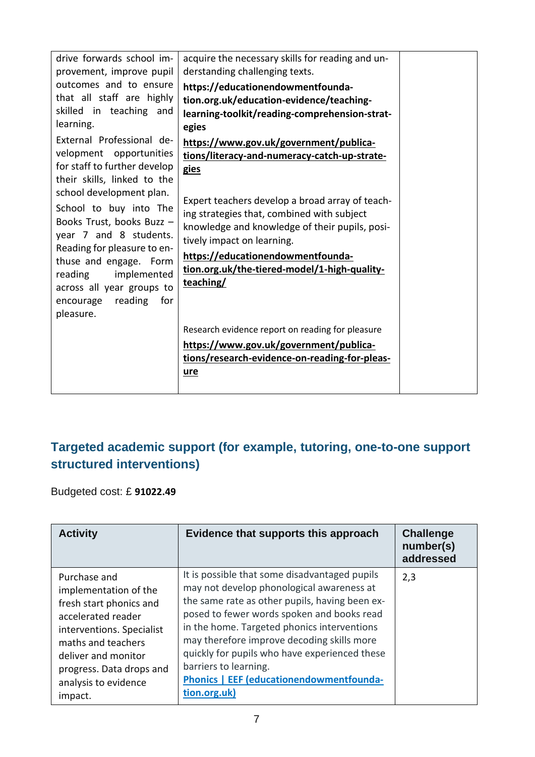| | | |
|---|---|---|
| drive forwards school improvement, improve pupil outcomes and to ensure that all staff are highly skilled in teaching and learning. External Professional development opportunities for staff to further develop their skills, linked to the school development plan. School to buy into The Books Trust, books Buzz – year 7 and 8 students. Reading for pleasure to enthuse and engage. Form reading implemented across all year groups to encourage reading for pleasure. | acquire the necessary skills for reading and understanding challenging texts. **https://educationendowmentfoundation.org.uk/education-evidence/teaching-learning-toolkit/reading-comprehension-strategies** **https://www.gov.uk/government/publications/literacy-and-numeracy-catch-up-strategies** Expert teachers develop a broad array of teaching strategies that, combined with subject knowledge and knowledge of their pupils, positively impact on learning. **https://educationendowmentfoundation.org.uk/the-tiered-model/1-high-quality-teaching/** Research evidence report on reading for pleasure **https://www.gov.uk/government/publications/research-evidence-on-reading-for-pleasure** | |

## Targeted academic support (for example, tutoring, one-to-one support structured interventions)

Budgeted cost: £ **91022.49**

| Activity | Evidence that supports this approach | Challenge number(s) addressed |
|---|---|---|
| Purchase and implementation of the fresh start phonics and accelerated reader interventions. Specialist maths and teachers deliver and monitor progress. Data drops and analysis to evidence impact. | It is possible that some disadvantaged pupils may not develop phonological awareness at the same rate as other pupils, having been exposed to fewer words spoken and books read in the home. Targeted phonics interventions may therefore improve decoding skills more quickly for pupils who have experienced these barriers to learning. **Phonics \| EEF (educationendowmentfoundation.org.uk)** | 2,3 |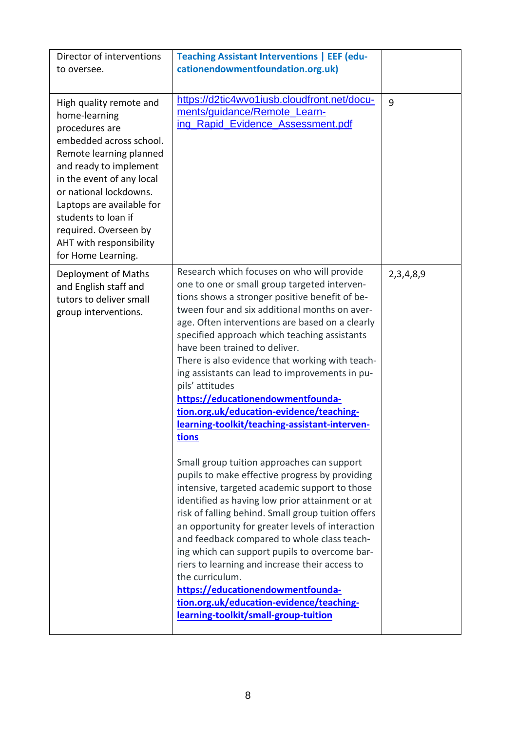| | | |
|---|---|---|
| Director of interventions to oversee. | **Teaching Assistant Interventions \| EEF (educationendowmentfoundation.org.uk)** | |
| High quality remote and home-learning procedures are embedded across school. Remote learning planned and ready to implement in the event of any local or national lockdowns. Laptops are available for students to loan if required. Overseen by AHT with responsibility for Home Learning. | https://d2tic4wvo1iusb.cloudfront.net/documents/guidance/Remote_Learning_Rapid_Evidence_Assessment.pdf | 9 |
| Deployment of Maths and English staff and tutors to deliver small group interventions. | Research which focuses on who will provide one to one or small group targeted interventions shows a stronger positive benefit of between four and six additional months on average. Often interventions are based on a clearly specified approach which teaching assistants have been trained to deliver.<br>There is also evidence that working with teaching assistants can lead to improvements in pupils' attitudes<br>**https://educationendowmentfoundation.org.uk/education-evidence/teaching-learning-toolkit/teaching-assistant-interventions**<br><br>Small group tuition approaches can support pupils to make effective progress by providing intensive, targeted academic support to those identified as having low prior attainment or at risk of falling behind. Small group tuition offers an opportunity for greater levels of interaction and feedback compared to whole class teaching which can support pupils to overcome barriers to learning and increase their access to the curriculum.<br>**https://educationendowmentfoundation.org.uk/education-evidence/teaching-learning-toolkit/small-group-tuition** | 2,3,4,8,9 |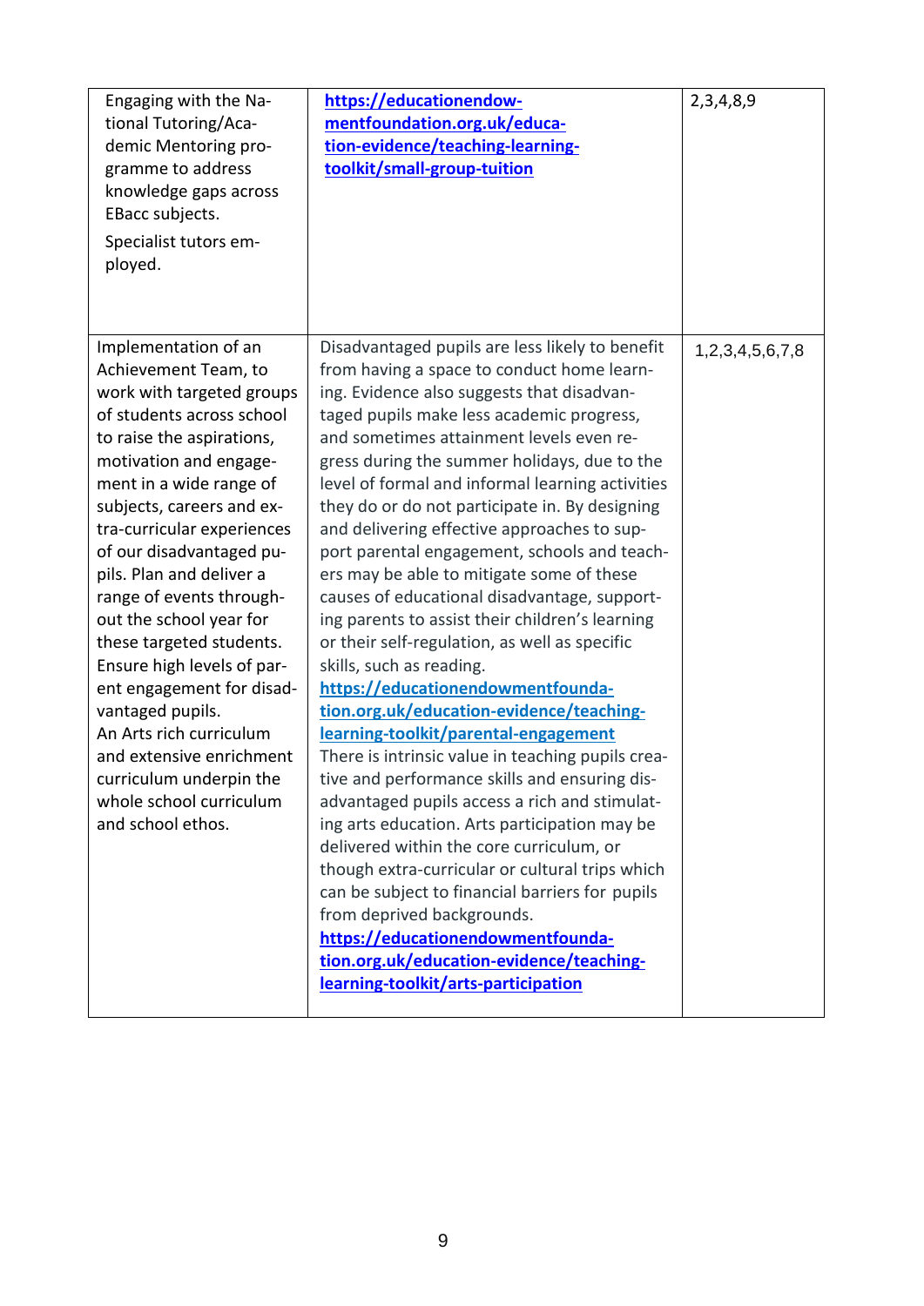| | | |
|---|---|---|
| Engaging with the National Tutoring/Academic Mentoring programme to address knowledge gaps across EBacc subjects.<br><br>Specialist tutors employed. | **https://educationendowmentfoundation.org.uk/education-evidence/teaching-learning-toolkit/small-group-tuition** | 2,3,4,8,9 |
| Implementation of an Achievement Team, to work with targeted groups of students across school to raise the aspirations, motivation and engagement in a wide range of subjects, careers and extra-curricular experiences of our disadvantaged pupils. Plan and deliver a range of events throughout the school year for these targeted students. Ensure high levels of parent engagement for disadvantaged pupils.<br>An Arts rich curriculum and extensive enrichment curriculum underpin the whole school curriculum and school ethos. | Disadvantaged pupils are less likely to benefit from having a space to conduct home learning. Evidence also suggests that disadvantaged pupils make less academic progress, and sometimes attainment levels even regress during the summer holidays, due to the level of formal and informal learning activities they do or do not participate in. By designing and delivering effective approaches to support parental engagement, schools and teachers may be able to mitigate some of these causes of educational disadvantage, supporting parents to assist their children's learning or their self-regulation, as well as specific skills, such as reading.<br>**https://educationendowmentfoundation.org.uk/education-evidence/teaching-learning-toolkit/parental-engagement**<br>There is intrinsic value in teaching pupils creative and performance skills and ensuring disadvantaged pupils access a rich and stimulating arts education. Arts participation may be delivered within the core curriculum, or though extra-curricular or cultural trips which can be subject to financial barriers for pupils from deprived backgrounds.<br>**https://educationendowmentfoundation.org.uk/education-evidence/teaching-learning-toolkit/arts-participation** | 1,2,3,4,5,6,7,8 |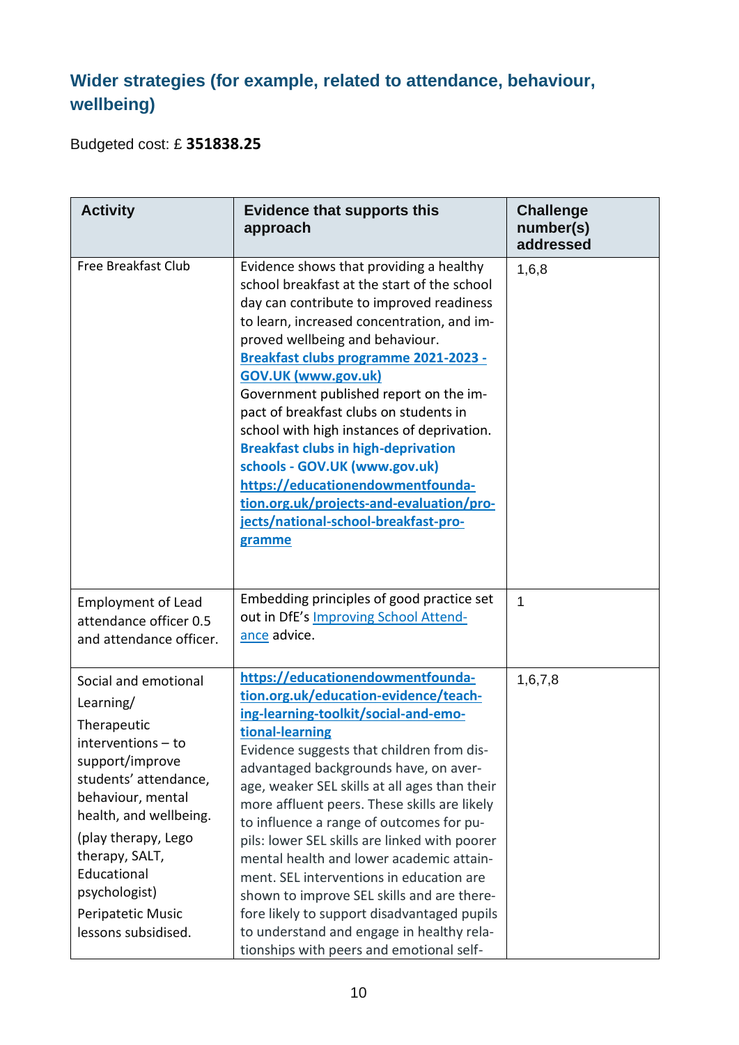## Wider strategies (for example, related to attendance, behaviour, wellbeing)

Budgeted cost: £ **351838.25**

| Activity | Evidence that supports this approach | Challenge number(s) addressed |
|---|---|---|
| Free Breakfast Club | Evidence shows that providing a healthy school breakfast at the start of the school day can contribute to improved readiness to learn, increased concentration, and improved wellbeing and behaviour. **[Breakfast clubs programme 2021-2023 - GOV.UK (www.gov.uk)]** Government published report on the impact of breakfast clubs on students in school with high instances of deprivation. **Breakfast clubs in high-deprivation schools - GOV.UK (www.gov.uk)** **https://educationendowmentfoundation.org.uk/projects-and-evaluation/projects/national-school-breakfast-programme** | 1,6,8 |
| Employment of Lead attendance officer 0.5 and attendance officer. | Embedding principles of good practice set out in DfE's Improving School Attendance advice. | 1 |
| Social and emotional Learning/ Therapeutic interventions – to support/improve students' attendance, behaviour, mental health, and wellbeing. (play therapy, Lego therapy, SALT, Educational psychologist) Peripatetic Music lessons subsidised. | **https://educationendowmentfoundation.org.uk/education-evidence/teaching-learning-toolkit/social-and-emotional-learning** Evidence suggests that children from disadvantaged backgrounds have, on average, weaker SEL skills at all ages than their more affluent peers. These skills are likely to influence a range of outcomes for pupils: lower SEL skills are linked with poorer mental health and lower academic attainment. SEL interventions in education are shown to improve SEL skills and are therefore likely to support disadvantaged pupils to understand and engage in healthy relationships with peers and emotional self- | 1,6,7,8 |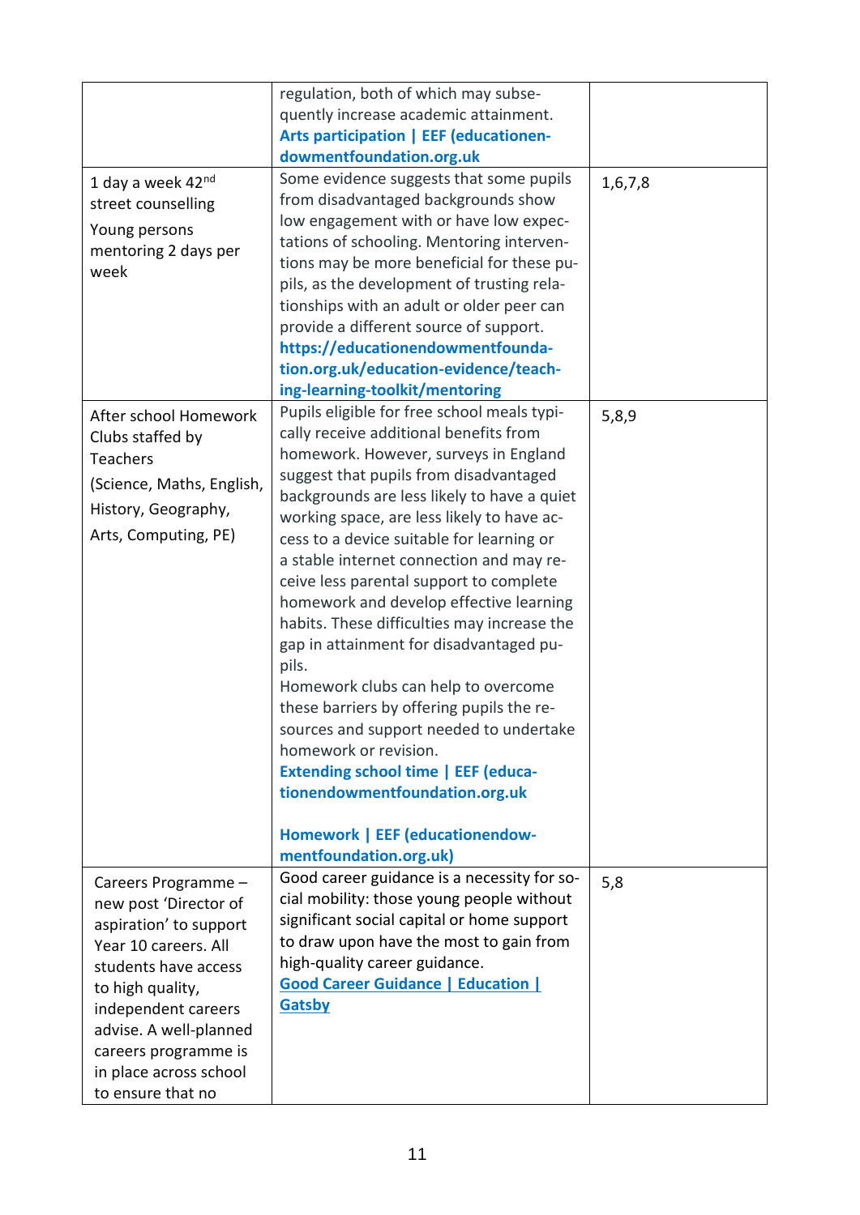| | | |
|---|---|---|
| | regulation, both of which may subsequently increase academic attainment. **Arts participation \| EEF (educationendowmentfoundation.org.uk** | |
| 1 day a week 42nd street counselling<br>Young persons mentoring 2 days per week | Some evidence suggests that some pupils from disadvantaged backgrounds show low engagement with or have low expectations of schooling. Mentoring interventions may be more beneficial for these pupils, as the development of trusting relationships with an adult or older peer can provide a different source of support. **https://educationendowmentfoundation.org.uk/education-evidence/teaching-learning-toolkit/mentoring** | 1,6,7,8 |
| After school Homework Clubs staffed by Teachers<br>(Science, Maths, English, History, Geography, Arts, Computing, PE) | Pupils eligible for free school meals typically receive additional benefits from homework. However, surveys in England suggest that pupils from disadvantaged backgrounds are less likely to have a quiet working space, are less likely to have access to a device suitable for learning or a stable internet connection and may receive less parental support to complete homework and develop effective learning habits. These difficulties may increase the gap in attainment for disadvantaged pupils.<br>Homework clubs can help to overcome these barriers by offering pupils the resources and support needed to undertake homework or revision.<br>**Extending school time \| EEF (educationendowmentfoundation.org.uk**<br><br>**Homework \| EEF (educationendowmentfoundation.org.uk)** | 5,8,9 |
| Careers Programme – new post 'Director of aspiration' to support Year 10 careers. All students have access to high quality, independent careers advise. A well-planned careers programme is in place across school to ensure that no | Good career guidance is a necessity for social mobility: those young people without significant social capital or home support to draw upon have the most to gain from high-quality career guidance.<br>**Good Career Guidance \| Education \| Gatsby** | 5,8 |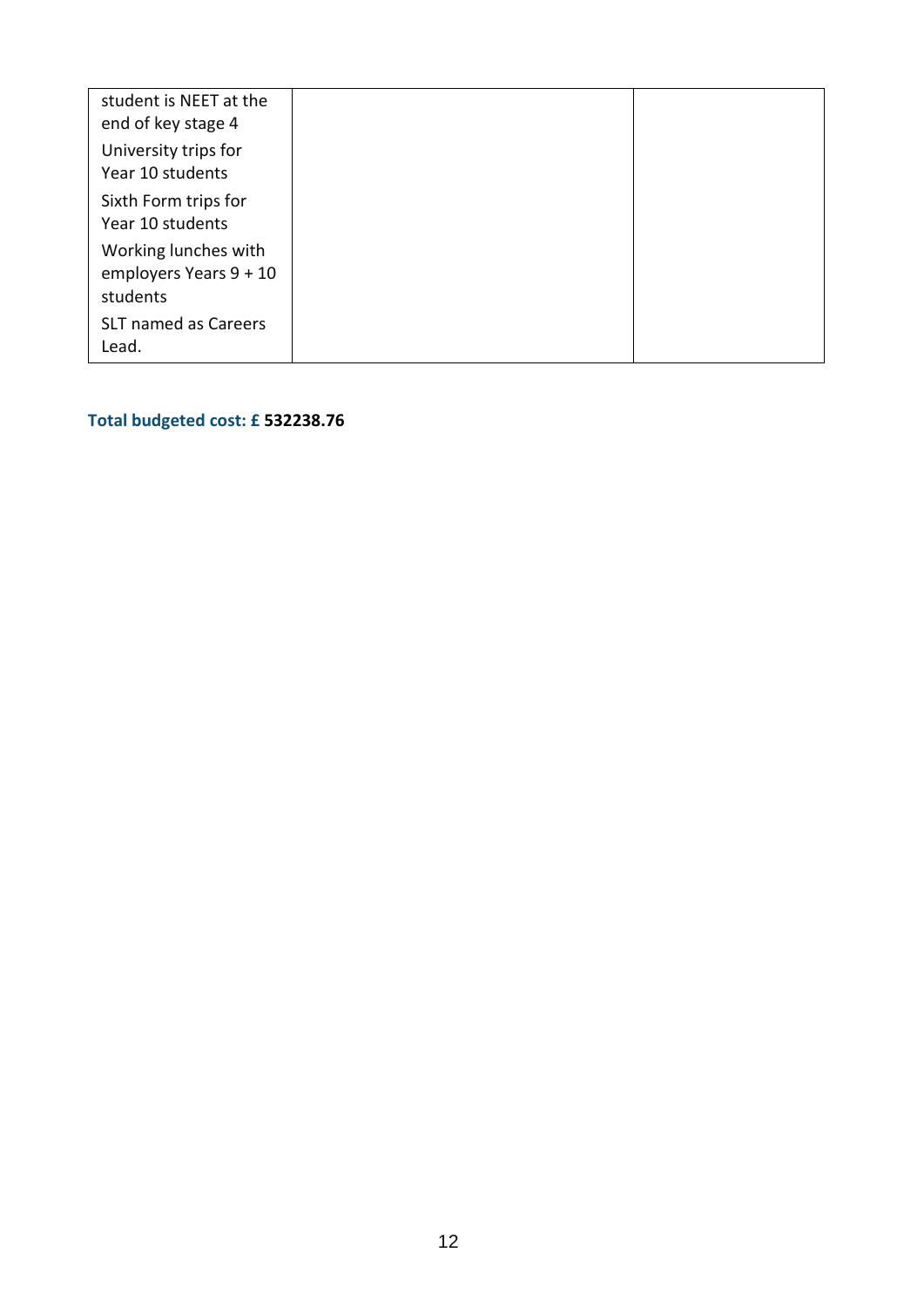| | | |
|---|---|---|
| student is NEET at the end of key stage 4<br>University trips for Year 10 students<br>Sixth Form trips for Year 10 students<br>Working lunches with employers Years 9 + 10 students<br>SLT named as Careers Lead. | | |

**Total budgeted cost: £ 532238.76**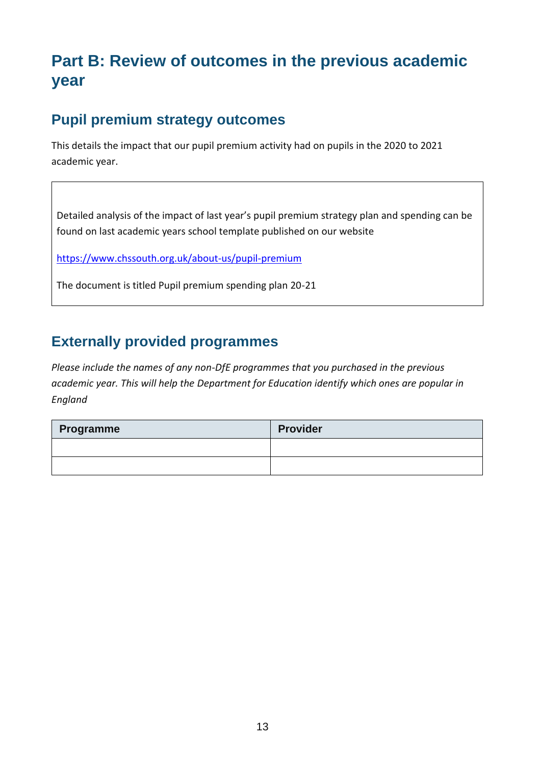# Part B: Review of outcomes in the previous academic year

## Pupil premium strategy outcomes

This details the impact that our pupil premium activity had on pupils in the 2020 to 2021 academic year.

| |
|---|
| Detailed analysis of the impact of last year's pupil premium strategy plan and spending can be found on last academic years school template published on our website<br><br>https://www.chssouth.org.uk/about-us/pupil-premium<br><br>The document is titled Pupil premium spending plan 20-21 |

## Externally provided programmes

*Please include the names of any non-DfE programmes that you purchased in the previous academic year. This will help the Department for Education identify which ones are popular in England*

| Programme | Provider |
|---|---|
| | |
| | |